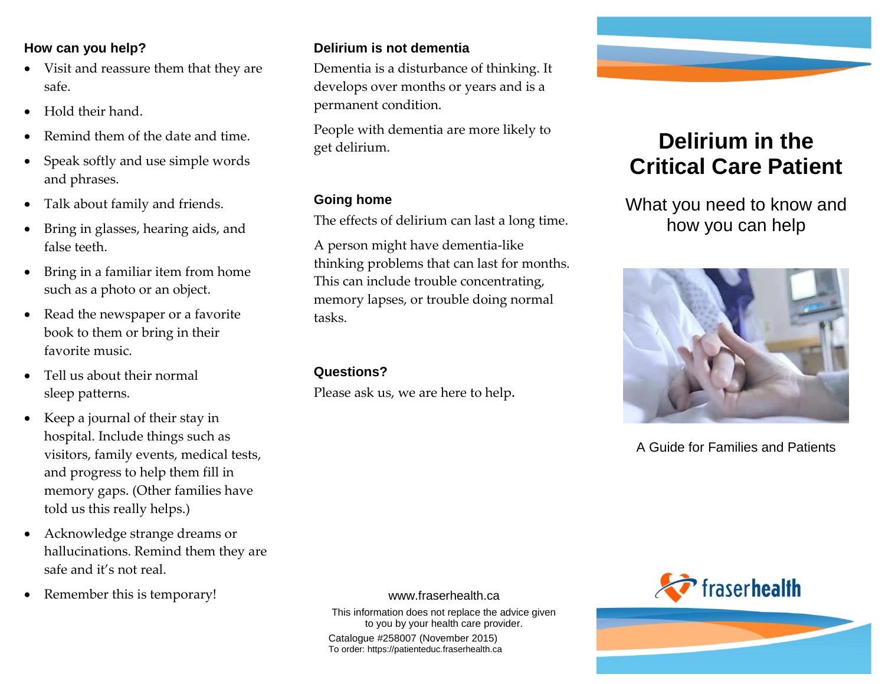### How can you help?

- Visit and reassure them that they are safe.
- Hold their hand.
- Remind them of the date and time.
- Speak softly and use simple words and phrases.
- Talk about family and friends.
- Bring in glasses, hearing aids, and false teeth.
- Bring in a familiar item from home such as a photo or an object.
- Read the newspaper or a favorite book to them or bring in their favorite music.
- Tell us about their normal sleep patterns.
- Keep a journal of their stay in hospital. Include things such as visitors, family events, medical tests, and progress to help them fill in memory gaps. (Other families have told us this really helps.)
- Acknowledge strange dreams or hallucinations. Remind them they are safe and it's not real.
- Remember this is temporary!

### Delirium is not dementia

Dementia is a disturbance of thinking. It develops over months or years and is a permanent condition.

People with dementia are more likely to get delirium.

### Going home

The effects of delirium can last a long time.

A person might have dementia-like thinking problems that can last for months. This can include trouble concentrating, memory lapses, or trouble doing normal tasks.

### Questions?

Please ask us, we are here to help.

www.fraserhealth.ca

This information does not replace the advice given to you by your health care provider.

Catalogue #258007 (November 2015)
To order: https://patienteduc.fraserhealth.ca

# Delirium in the Critical Care Patient

## What you need to know and how you can help

A Guide for Families and Patients

fraserhealth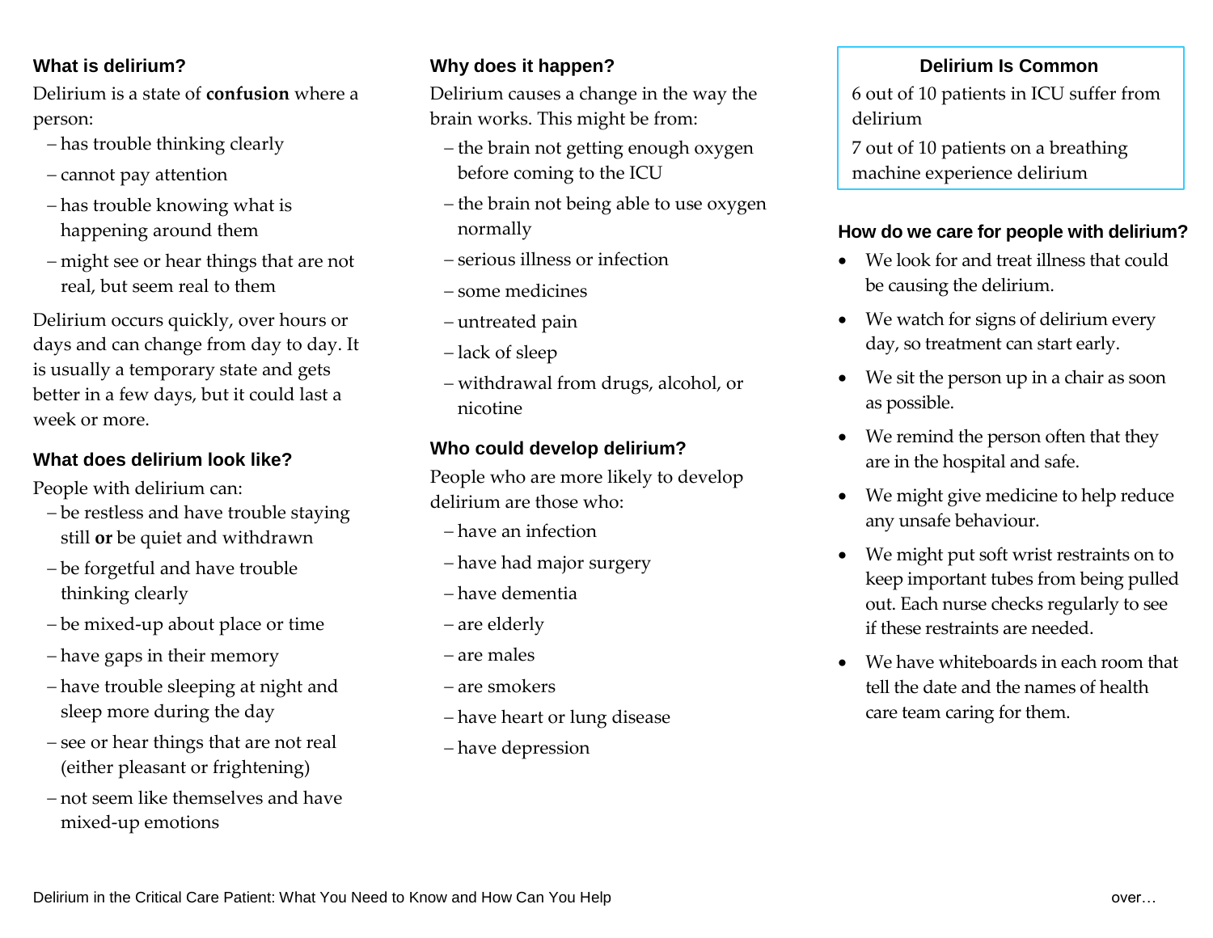## What is delirium?

Delirium is a state of **confusion** where a person:

- has trouble thinking clearly
- cannot pay attention
- has trouble knowing what is happening around them
- might see or hear things that are not real, but seem real to them

Delirium occurs quickly, over hours or days and can change from day to day. It is usually a temporary state and gets better in a few days, but it could last a week or more.

## What does delirium look like?

People with delirium can:

- be restless and have trouble staying still **or** be quiet and withdrawn
- be forgetful and have trouble thinking clearly
- be mixed-up about place or time
- have gaps in their memory
- have trouble sleeping at night and sleep more during the day
- see or hear things that are not real (either pleasant or frightening)
- not seem like themselves and have mixed-up emotions

## Why does it happen?

Delirium causes a change in the way the brain works. This might be from:

- the brain not getting enough oxygen before coming to the ICU
- the brain not being able to use oxygen normally
- serious illness or infection
- some medicines
- untreated pain
- lack of sleep
- withdrawal from drugs, alcohol, or nicotine

## Who could develop delirium?

People who are more likely to develop delirium are those who:

- have an infection
- have had major surgery
- have dementia
- are elderly
- are males
- are smokers
- have heart or lung disease
- have depression

## Delirium Is Common

6 out of 10 patients in ICU suffer from delirium

7 out of 10 patients on a breathing machine experience delirium

## How do we care for people with delirium?

- We look for and treat illness that could be causing the delirium.
- We watch for signs of delirium every day, so treatment can start early.
- We sit the person up in a chair as soon as possible.
- We remind the person often that they are in the hospital and safe.
- We might give medicine to help reduce any unsafe behaviour.
- We might put soft wrist restraints on to keep important tubes from being pulled out. Each nurse checks regularly to see if these restraints are needed.
- We have whiteboards in each room that tell the date and the names of health care team caring for them.

over…